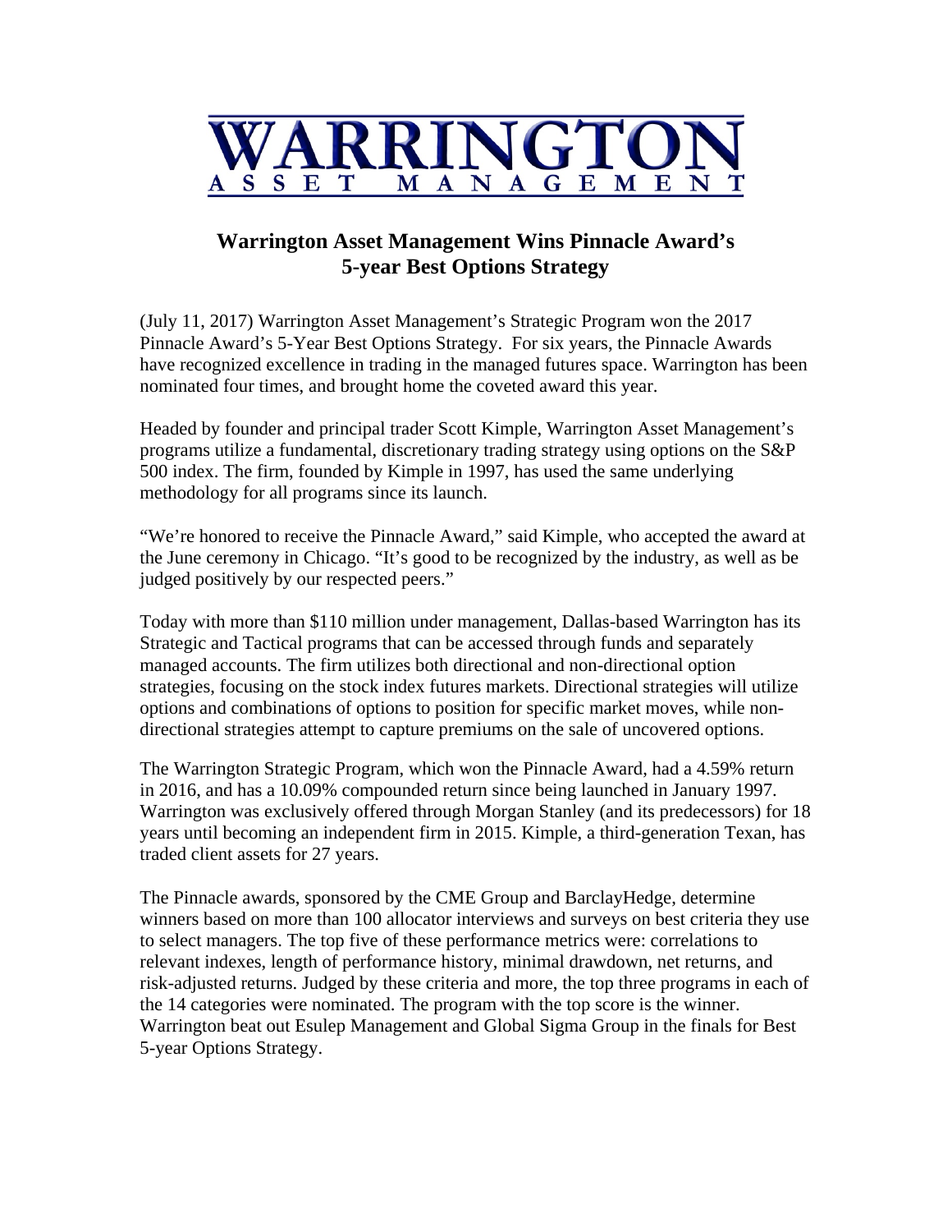# WARRINGTON
## ASSET MANAGEMENT

## Warrington Asset Management Wins Pinnacle Award's 5-year Best Options Strategy

(July 11, 2017) Warrington Asset Management's Strategic Program won the 2017 Pinnacle Award's 5-Year Best Options Strategy. For six years, the Pinnacle Awards have recognized excellence in trading in the managed futures space. Warrington has been nominated four times, and brought home the coveted award this year.

Headed by founder and principal trader Scott Kimple, Warrington Asset Management's programs utilize a fundamental, discretionary trading strategy using options on the S&P 500 index. The firm, founded by Kimple in 1997, has used the same underlying methodology for all programs since its launch.

"We're honored to receive the Pinnacle Award," said Kimple, who accepted the award at the June ceremony in Chicago. "It's good to be recognized by the industry, as well as be judged positively by our respected peers."

Today with more than $110 million under management, Dallas-based Warrington has its Strategic and Tactical programs that can be accessed through funds and separately managed accounts. The firm utilizes both directional and non-directional option strategies, focusing on the stock index futures markets. Directional strategies will utilize options and combinations of options to position for specific market moves, while non-directional strategies attempt to capture premiums on the sale of uncovered options.

The Warrington Strategic Program, which won the Pinnacle Award, had a 4.59% return in 2016, and has a 10.09% compounded return since being launched in January 1997. Warrington was exclusively offered through Morgan Stanley (and its predecessors) for 18 years until becoming an independent firm in 2015. Kimple, a third-generation Texan, has traded client assets for 27 years.

The Pinnacle awards, sponsored by the CME Group and BarclayHedge, determine winners based on more than 100 allocator interviews and surveys on best criteria they use to select managers. The top five of these performance metrics were: correlations to relevant indexes, length of performance history, minimal drawdown, net returns, and risk-adjusted returns. Judged by these criteria and more, the top three programs in each of the 14 categories were nominated. The program with the top score is the winner. Warrington beat out Esulep Management and Global Sigma Group in the finals for Best 5-year Options Strategy.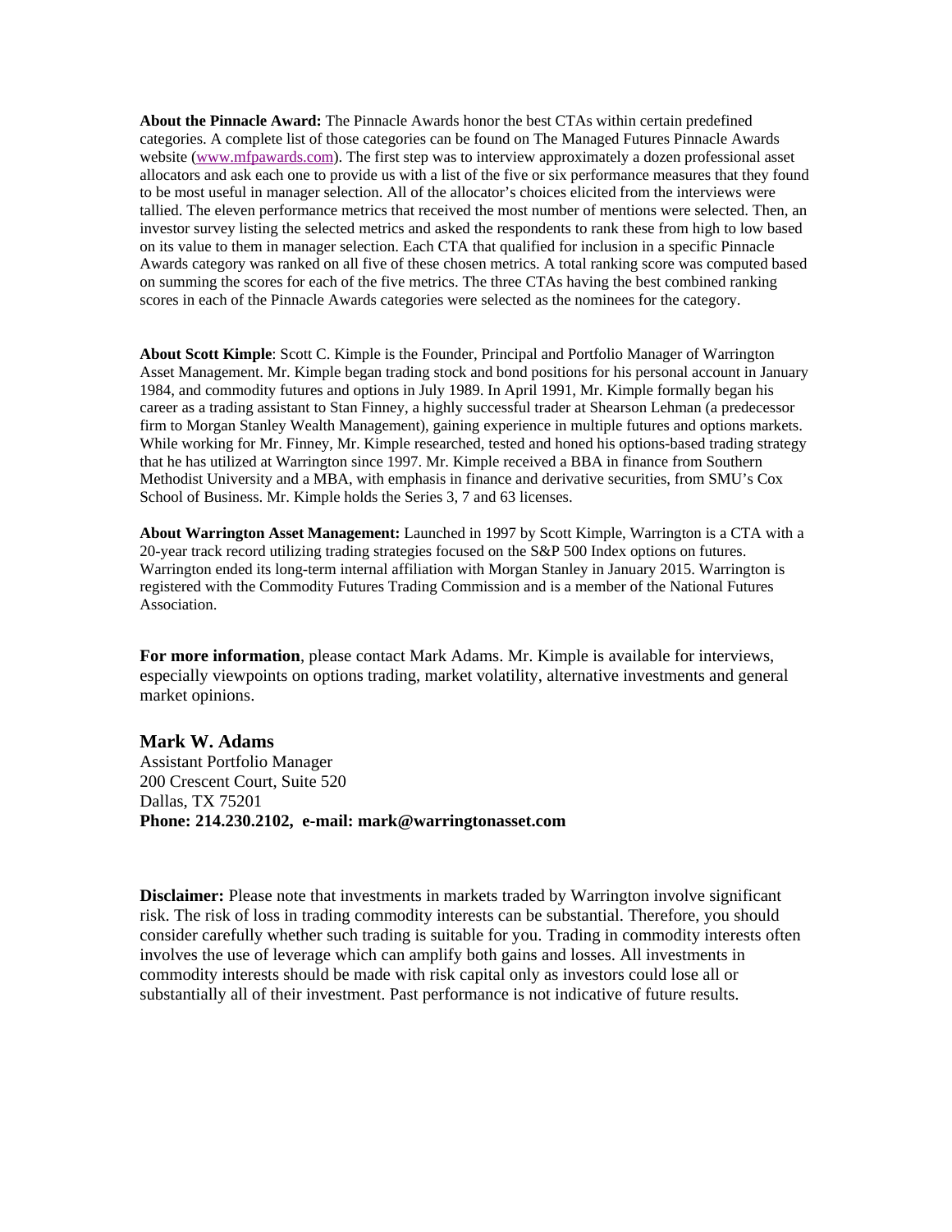**About the Pinnacle Award:** The Pinnacle Awards honor the best CTAs within certain predefined categories. A complete list of those categories can be found on The Managed Futures Pinnacle Awards website ([www.mfpawards.com](http://www.mfpawards.com)). The first step was to interview approximately a dozen professional asset allocators and ask each one to provide us with a list of the five or six performance measures that they found to be most useful in manager selection. All of the allocator's choices elicited from the interviews were tallied. The eleven performance metrics that received the most number of mentions were selected. Then, an investor survey listing the selected metrics and asked the respondents to rank these from high to low based on its value to them in manager selection. Each CTA that qualified for inclusion in a specific Pinnacle Awards category was ranked on all five of these chosen metrics. A total ranking score was computed based on summing the scores for each of the five metrics. The three CTAs having the best combined ranking scores in each of the Pinnacle Awards categories were selected as the nominees for the category.

**About Scott Kimple**: Scott C. Kimple is the Founder, Principal and Portfolio Manager of Warrington Asset Management. Mr. Kimple began trading stock and bond positions for his personal account in January 1984, and commodity futures and options in July 1989. In April 1991, Mr. Kimple formally began his career as a trading assistant to Stan Finney, a highly successful trader at Shearson Lehman (a predecessor firm to Morgan Stanley Wealth Management), gaining experience in multiple futures and options markets. While working for Mr. Finney, Mr. Kimple researched, tested and honed his options-based trading strategy that he has utilized at Warrington since 1997. Mr. Kimple received a BBA in finance from Southern Methodist University and a MBA, with emphasis in finance and derivative securities, from SMU's Cox School of Business. Mr. Kimple holds the Series 3, 7 and 63 licenses.

**About Warrington Asset Management:** Launched in 1997 by Scott Kimple, Warrington is a CTA with a 20-year track record utilizing trading strategies focused on the S&P 500 Index options on futures. Warrington ended its long-term internal affiliation with Morgan Stanley in January 2015. Warrington is registered with the Commodity Futures Trading Commission and is a member of the National Futures Association.

**For more information**, please contact Mark Adams. Mr. Kimple is available for interviews, especially viewpoints on options trading, market volatility, alternative investments and general market opinions.

**Mark W. Adams**
Assistant Portfolio Manager
200 Crescent Court, Suite 520
Dallas, TX 75201
**Phone: 214.230.2102, e-mail: mark@warringtonasset.com**

**Disclaimer:** Please note that investments in markets traded by Warrington involve significant risk. The risk of loss in trading commodity interests can be substantial. Therefore, you should consider carefully whether such trading is suitable for you. Trading in commodity interests often involves the use of leverage which can amplify both gains and losses. All investments in commodity interests should be made with risk capital only as investors could lose all or substantially all of their investment. Past performance is not indicative of future results.